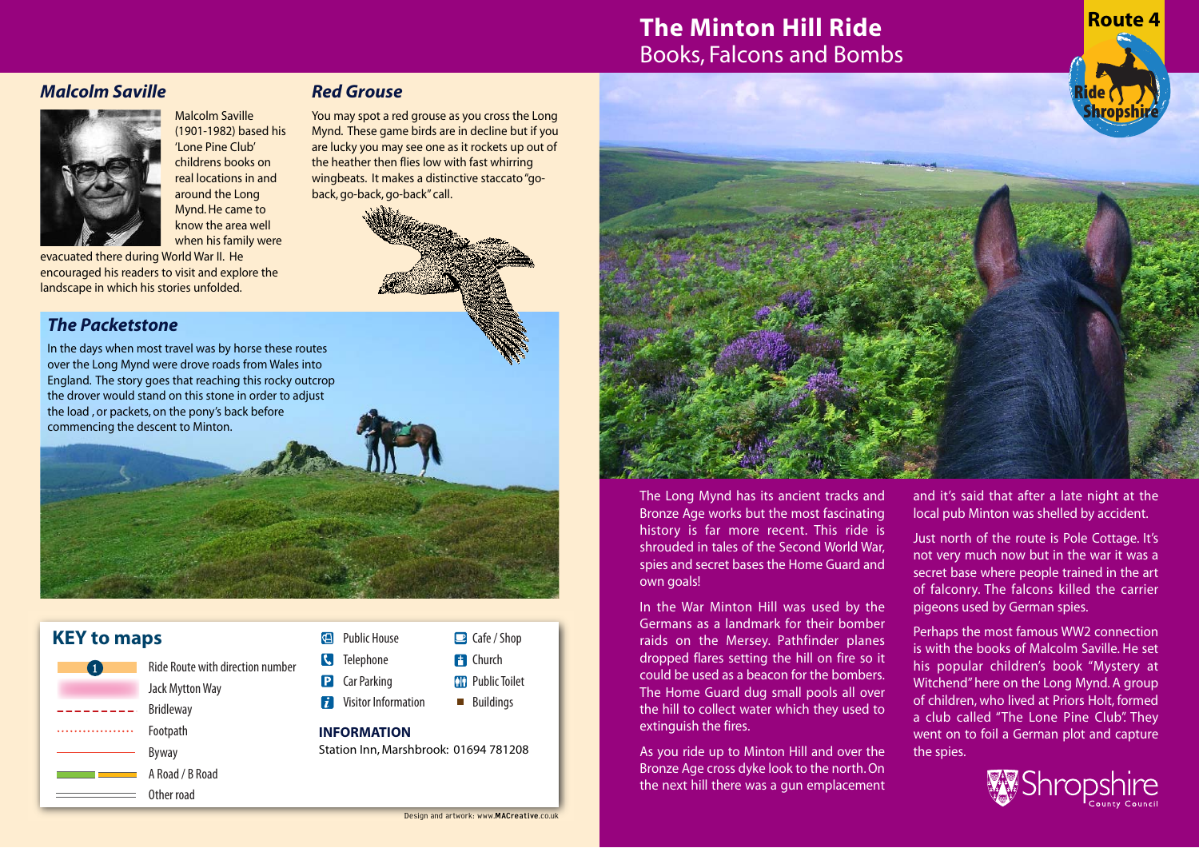# The Minton Hill Ride

Books, Falcons and Bombs

Route 4

## Malcolm Saville

Malcolm Saville (1901-1982) based his 'Lone Pine Club' childrens books on real locations in and around the Long Mynd. He came to know the area well when his family were evacuated there during World War II. He encouraged his readers to visit and explore the landscape in which his stories unfolded.

## Red Grouse

You may spot a red grouse as you cross the Long Mynd. These game birds are in decline but if you are lucky you may see one as it rockets up out of the heather then flies low with fast whirring wingbeats. It makes a distinctive staccato "go-back, go-back, go-back" call.

## The Packetstone

In the days when most travel was by horse these routes over the Long Mynd were drove roads from Wales into England. The story goes that reaching this rocky outcrop the drover would stand on this stone in order to adjust the load , or packets, on the pony's back before commencing the descent to Minton.

## KEY to maps

- 1 Ride Route with direction number
- Jack Mytton Way
- Bridleway
- Footpath
- Byway
- A Road / B Road
- Other road
- Public House
- Telephone
- Car Parking
- Visitor Information
- Cafe / Shop
- Church
- Public Toilet
- Buildings

**INFORMATION**

Station Inn, Marshbrook: 01694 781208

Design and artwork: www.**MACreative**.co.uk

The Long Mynd has its ancient tracks and Bronze Age works but the most fascinating history is far more recent. This ride is shrouded in tales of the Second World War, spies and secret bases the Home Guard and own goals!

In the War Minton Hill was used by the Germans as a landmark for their bomber raids on the Mersey. Pathfinder planes dropped flares setting the hill on fire so it could be used as a beacon for the bombers. The Home Guard dug small pools all over the hill to collect water which they used to extinguish the fires.

As you ride up to Minton Hill and over the Bronze Age cross dyke look to the north. On the next hill there was a gun emplacement and it's said that after a late night at the local pub Minton was shelled by accident.

Just north of the route is Pole Cottage. It's not very much now but in the war it was a secret base where people trained in the art of falconry. The falcons killed the carrier pigeons used by German spies.

Perhaps the most famous WW2 connection is with the books of Malcolm Saville. He set his popular children's book "Mystery at Witchend" here on the Long Mynd. A group of children, who lived at Priors Holt, formed a club called "The Lone Pine Club". They went on to foil a German plot and capture the spies.

Shropshire County Council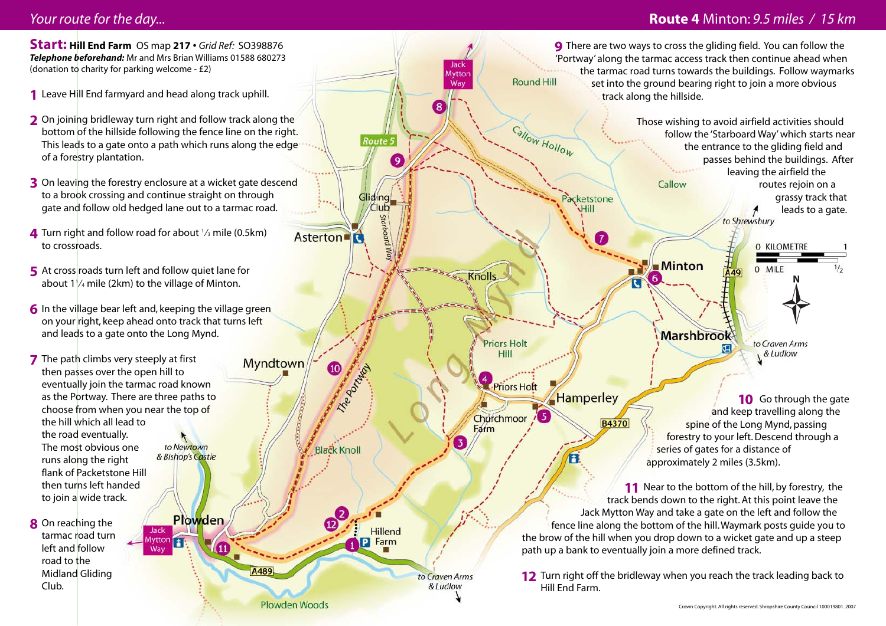*Your route for the day...*

# Route 4 Minton: *9.5 miles / 15 km*

**Start: Hill End Farm** OS map **217** • *Grid Ref:* SO398876
***Telephone beforehand:*** Mr and Mrs Brian Williams 01588 680273
(donation to charity for parking welcome - £2)

**1** Leave Hill End farmyard and head along track uphill.

**2** On joining bridleway turn right and follow track along the bottom of the hillside following the fence line on the right. This leads to a gate onto a path which runs along the edge of a forestry plantation.

**3** On leaving the forestry enclosure at a wicket gate descend to a brook crossing and continue straight on through gate and follow old hedged lane out to a tarmac road.

**4** Turn right and follow road for about 1/3 mile (0.5km) to crossroads.

**5** At cross roads turn left and follow quiet lane for about 1 1/4 mile (2km) to the village of Minton.

**6** In the village bear left and, keeping the village green on your right, keep ahead onto track that turns left and leads to a gate onto the Long Mynd.

**7** The path climbs very steeply at first then passes over the open hill to eventually join the tarmac road known as the Portway. There are three paths to choose from when you near the top of the hill which all lead to the road eventually. The most obvious one runs along the right flank of Packetstone Hill then turns left handed to join a wide track.

**8** On reaching the tarmac road turn left and follow road to the Midland Gliding Club.

**9** There are two ways to cross the gliding field. You can follow the 'Portway' along the tarmac access track then continue ahead when the tarmac road turns towards the buildings. Follow waymarks set into the ground bearing right to join a more obvious track along the hillside.

Those wishing to avoid airfield activities should follow the 'Starboard Way' which starts near the entrance to the gliding field and passes behind the buildings. After leaving the airfield the routes rejoin on a grassy track that leads to a gate.

**10** Go through the gate and keep travelling along the spine of the Long Mynd, passing forestry to your left. Descend through a series of gates for a distance of approximately 2 miles (3.5km).

**11** Near to the bottom of the hill, by forestry, the track bends down to the right. At this point leave the Jack Mytton Way and take a gate on the left and follow the fence line along the bottom of the hill. Waymark posts guide you to the brow of the hill when you drop down to a wicket gate and up a steep path up a bank to eventually join a more defined track.

**12** Turn right off the bridleway when you reach the track leading back to Hill End Farm.

Jack Mytton Way
Round Hill
Callow Hollow
Route 5
Gliding Club
Starboard Way
Asterton
Packetstone Hill
Callow
to Shrewsbury
Minton
A49
Knolls
Long Mynd
Marshbrook
to Craven Arms & Ludlow
Priors Holt Hill
Myndtown
The Portway
Priors Holt
Hamperley
Churchmoor Farm
B4370
to Newtown & Bishop's Castle
Black Knoll
Plowden
Hillend Farm
Jack Mytton Way
A489
to Craven Arms & Ludlow
Plowden Woods

0 KILOMETRE 1
0 MILE 1/2
N

Crown Copyright. All rights reserved. Shropshire County Council 100019801. 2007